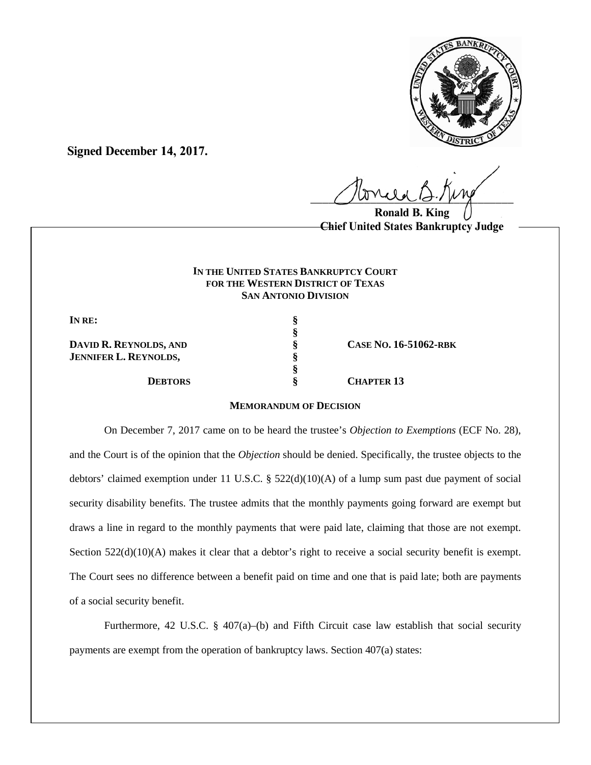**Signed December 14, 2017.**

Ronald B. King
Chief United States Bankruptcy Judge

**IN THE UNITED STATES BANKRUPTCY COURT**
**FOR THE WESTERN DISTRICT OF TEXAS**
**SAN ANTONIO DIVISION**

| | | |
|---|---|---|
| **IN RE:** | § | |
| | § | |
| **DAVID R. REYNOLDS, AND** | § | **CASE NO. 16-51062-RBK** |
| **JENNIFER L. REYNOLDS,** | § | |
| | § | |
| **DEBTORS** | § | **CHAPTER 13** |

**MEMORANDUM OF DECISION**

On December 7, 2017 came on to be heard the trustee's *Objection to Exemptions* (ECF No. 28), and the Court is of the opinion that the *Objection* should be denied. Specifically, the trustee objects to the debtors' claimed exemption under 11 U.S.C. § 522(d)(10)(A) of a lump sum past due payment of social security disability benefits. The trustee admits that the monthly payments going forward are exempt but draws a line in regard to the monthly payments that were paid late, claiming that those are not exempt. Section 522(d)(10)(A) makes it clear that a debtor's right to receive a social security benefit is exempt. The Court sees no difference between a benefit paid on time and one that is paid late; both are payments of a social security benefit.

Furthermore, 42 U.S.C. § 407(a)–(b) and Fifth Circuit case law establish that social security payments are exempt from the operation of bankruptcy laws. Section 407(a) states: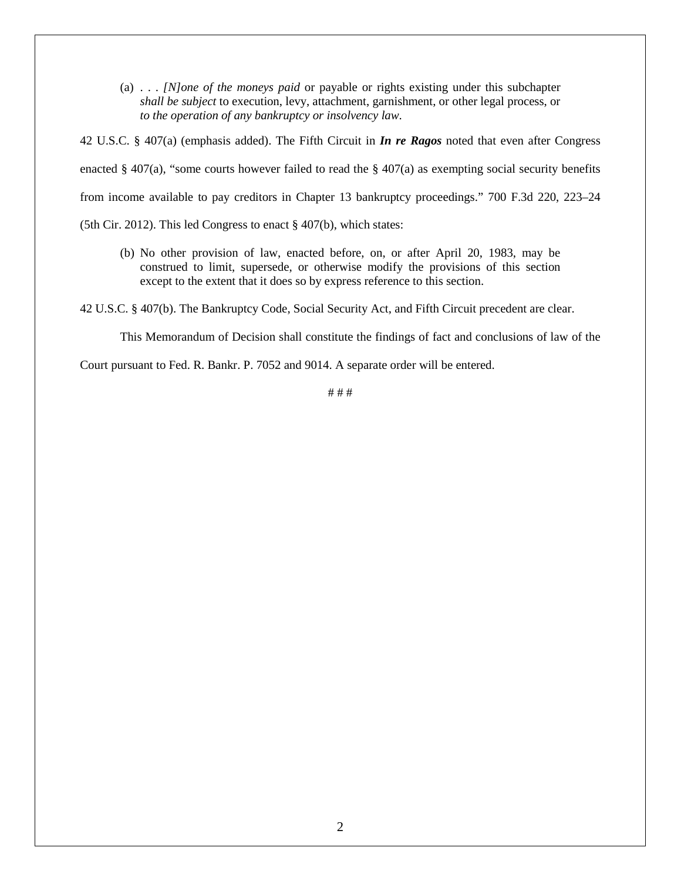> (a) . . . *[N]one of the moneys paid* or payable or rights existing under this subchapter *shall be subject* to execution, levy, attachment, garnishment, or other legal process, or *to the operation of any bankruptcy or insolvency law*.

42 U.S.C. § 407(a) (emphasis added). The Fifth Circuit in ***In re Ragos*** noted that even after Congress enacted § 407(a), "some courts however failed to read the § 407(a) as exempting social security benefits from income available to pay creditors in Chapter 13 bankruptcy proceedings." 700 F.3d 220, 223–24 (5th Cir. 2012). This led Congress to enact § 407(b), which states:

> (b) No other provision of law, enacted before, on, or after April 20, 1983, may be construed to limit, supersede, or otherwise modify the provisions of this section except to the extent that it does so by express reference to this section.

42 U.S.C. § 407(b). The Bankruptcy Code, Social Security Act, and Fifth Circuit precedent are clear.

This Memorandum of Decision shall constitute the findings of fact and conclusions of law of the Court pursuant to Fed. R. Bankr. P. 7052 and 9014. A separate order will be entered.

# # #